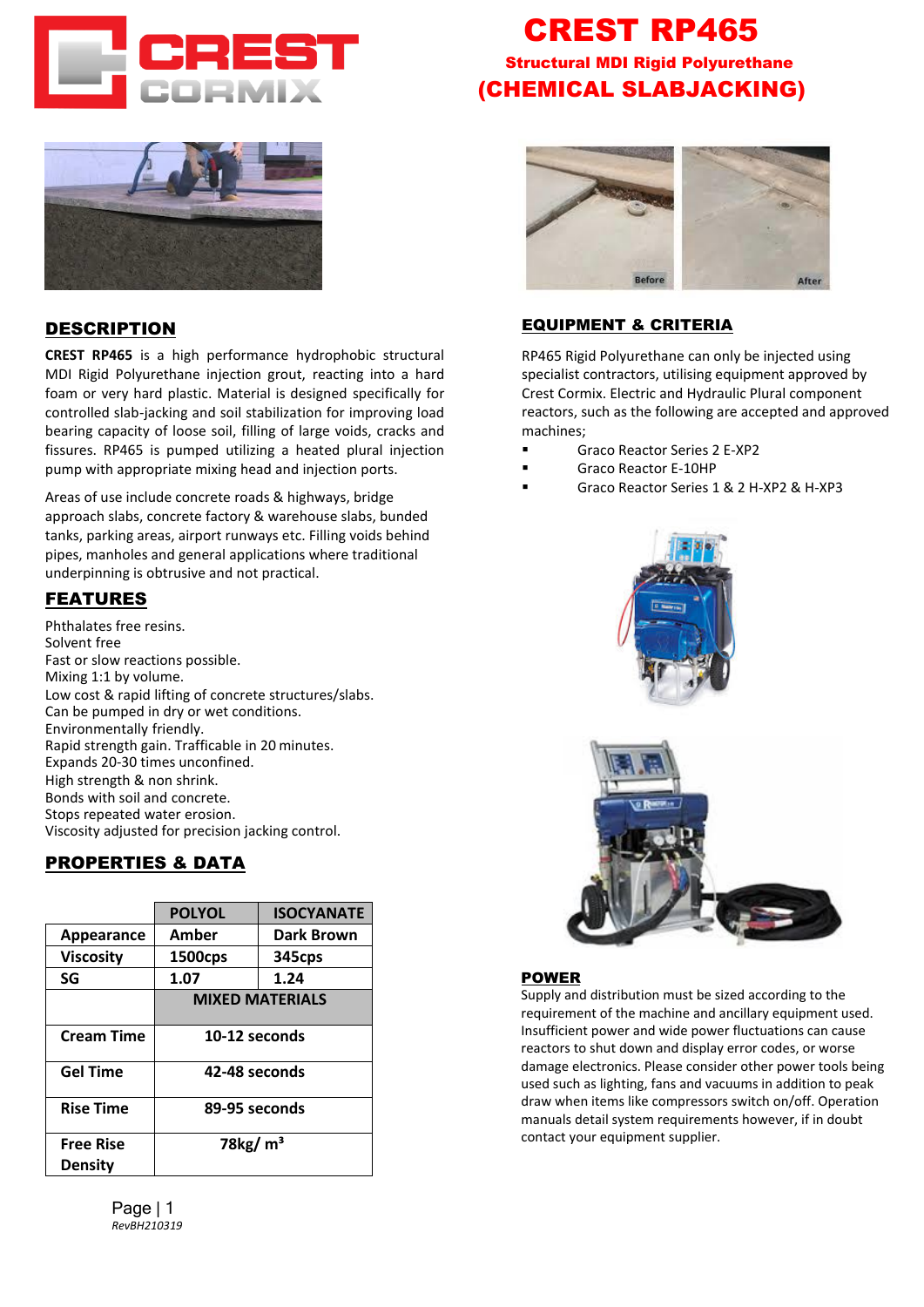# CREST RP465

## Structural MDI Rigid Polyurethane

## (CHEMICAL SLABJACKING)

## DESCRIPTION

**CREST RP465** is a high performance hydrophobic structural MDI Rigid Polyurethane injection grout, reacting into a hard foam or very hard plastic. Material is designed specifically for controlled slab-jacking and soil stabilization for improving load bearing capacity of loose soil, filling of large voids, cracks and fissures. RP465 is pumped utilizing a heated plural injection pump with appropriate mixing head and injection ports.

Areas of use include concrete roads & highways, bridge approach slabs, concrete factory & warehouse slabs, bunded tanks, parking areas, airport runways etc. Filling voids behind pipes, manholes and general applications where traditional underpinning is obtrusive and not practical.

## FEATURES

Phthalates free resins.
Solvent free
Fast or slow reactions possible.
Mixing 1:1 by volume.
Low cost & rapid lifting of concrete structures/slabs.
Can be pumped in dry or wet conditions.
Environmentally friendly.
Rapid strength gain. Trafficable in 20 minutes.
Expands 20-30 times unconfined.
High strength & non shrink.
Bonds with soil and concrete.
Stops repeated water erosion.
Viscosity adjusted for precision jacking control.

## PROPERTIES & DATA

| | POLYOL | ISOCYANATE |
|---|---|---|
| Appearance | Amber | Dark Brown |
| Viscosity | 1500cps | 345cps |
| SG | 1.07 | 1.24 |
| | MIXED MATERIALS | |
| Cream Time | 10-12 seconds | |
| Gel Time | 42-48 seconds | |
| Rise Time | 89-95 seconds | |
| Free Rise Density | 78kg/ $m^3$ | |

## EQUIPMENT & CRITERIA

RP465 Rigid Polyurethane can only be injected using specialist contractors, utilising equipment approved by Crest Cormix. Electric and Hydraulic Plural component reactors, such as the following are accepted and approved machines;

- Graco Reactor Series 2 E-XP2
- Graco Reactor E-10HP
- Graco Reactor Series 1 & 2 H-XP2 & H-XP3

## POWER

Supply and distribution must be sized according to the requirement of the machine and ancillary equipment used. Insufficient power and wide power fluctuations can cause reactors to shut down and display error codes, or worse damage electronics. Please consider other power tools being used such as lighting, fans and vacuums in addition to peak draw when items like compressors switch on/off. Operation manuals detail system requirements however, if in doubt contact your equipment supplier.

*RevBH210319*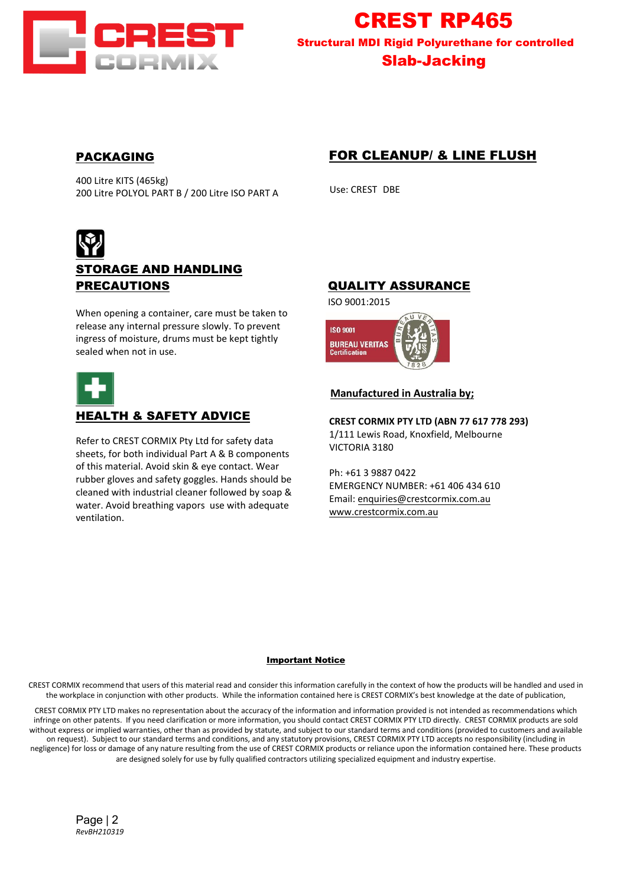# CREST RP465

**Structural MDI Rigid Polyurethane for controlled Slab-Jacking**

## PACKAGING

400 Litre KITS (465kg)
200 Litre POLYOL PART B / 200 Litre ISO PART A

## STORAGE AND HANDLING PRECAUTIONS

When opening a container, care must be taken to release any internal pressure slowly. To prevent ingress of moisture, drums must be kept tightly sealed when not in use.

## HEALTH & SAFETY ADVICE

Refer to CREST CORMIX Pty Ltd for safety data sheets, for both individual Part A & B components of this material. Avoid skin & eye contact. Wear rubber gloves and safety goggles. Hands should be cleaned with industrial cleaner followed by soap & water. Avoid breathing vapors use with adequate ventilation.

## FOR CLEANUP/ & LINE FLUSH

Use: CREST DBE

## QUALITY ASSURANCE

ISO 9001:2015

ISO 9001
BUREAU VERITAS
Certification

**Manufactured in Australia by;**

**CREST CORMIX PTY LTD (ABN 77 617 778 293)**
1/111 Lewis Road, Knoxfield, Melbourne
VICTORIA 3180

Ph: +61 3 9887 0422
EMERGENCY NUMBER: +61 406 434 610
Email: enquiries@crestcormix.com.au
www.crestcormix.com.au

**Important Notice**

CREST CORMIX recommend that users of this material read and consider this information carefully in the context of how the products will be handled and used in the workplace in conjunction with other products. While the information contained here is CREST CORMIX's best knowledge at the date of publication,

CREST CORMIX PTY LTD makes no representation about the accuracy of the information and information provided is not intended as recommendations which infringe on other patents. If you need clarification or more information, you should contact CREST CORMIX PTY LTD directly. CREST CORMIX products are sold without express or implied warranties, other than as provided by statute, and subject to our standard terms and conditions (provided to customers and available on request). Subject to our standard terms and conditions, and any statutory provisions, CREST CORMIX PTY LTD accepts no responsibility (including in negligence) for loss or damage of any nature resulting from the use of CREST CORMIX products or reliance upon the information contained here. These products are designed solely for use by fully qualified contractors utilizing specialized equipment and industry expertise.

*RevBH210319*